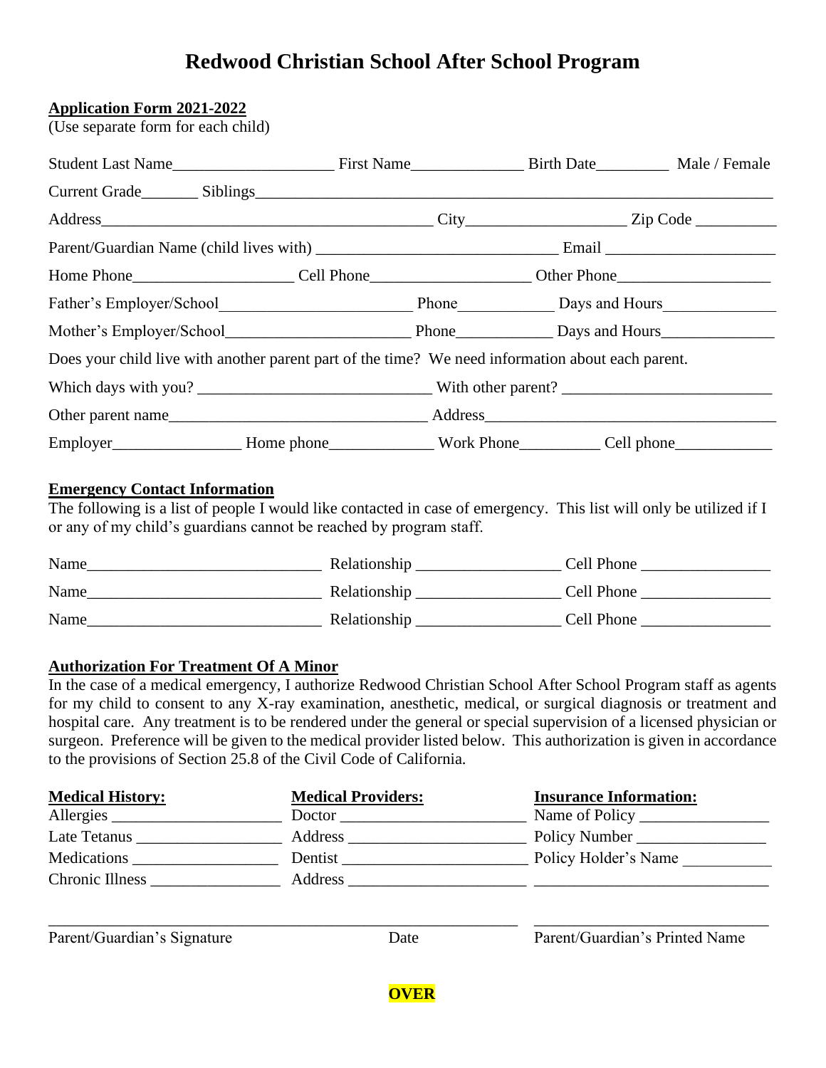# Redwood Christian School After School Program

**Application Form 2021-2022**
(Use separate form for each child)

Student Last Name____________________ First Name______________ Birth Date_________ Male / Female

Current Grade_______ Siblings_______________________________________________________________

Address_________________________________________ City___________________ Zip Code __________

Parent/Guardian Name (child lives with) _____________________________ Email _____________________

Home Phone____________________ Cell Phone____________________ Other Phone___________________

Father's Employer/School________________________ Phone____________ Days and Hours______________

Mother's Employer/School_______________________ Phone____________ Days and Hours______________

Does your child live with another parent part of the time? We need information about each parent.

Which days with you? _____________________________ With other parent? __________________________

Other parent name________________________________ Address___________________________________

Employer________________ Home phone_____________ Work Phone__________ Cell phone____________

**Emergency Contact Information**

The following is a list of people I would like contacted in case of emergency. This list will only be utilized if I or any of my child's guardians cannot be reached by program staff.

Name_____________________________ Relationship _________________ Cell Phone ________________

Name_____________________________ Relationship _________________ Cell Phone ________________

Name_____________________________ Relationship _________________ Cell Phone ________________

**Authorization For Treatment Of A Minor**

In the case of a medical emergency, I authorize Redwood Christian School After School Program staff as agents for my child to consent to any X-ray examination, anesthetic, medical, or surgical diagnosis or treatment and hospital care. Any treatment is to be rendered under the general or special supervision of a licensed physician or surgeon. Preference will be given to the medical provider listed below. This authorization is given in accordance to the provisions of Section 25.8 of the Civil Code of California.

| **Medical History:** | **Medical Providers:** | **Insurance Information:** |
|---|---|---|
| Allergies _____________________ | Doctor _______________________ | Name of Policy ________________ |
| Late Tetanus __________________ | Address ______________________ | Policy Number ________________ |
| Medications __________________ | Dentist _______________________ | Policy Holder's Name ___________ |
| Chronic Illness ________________ | Address ______________________ | _____________________________ |

_____________________________________________________ _____________________________

Parent/Guardian's Signature Date Parent/Guardian's Printed Name

**OVER**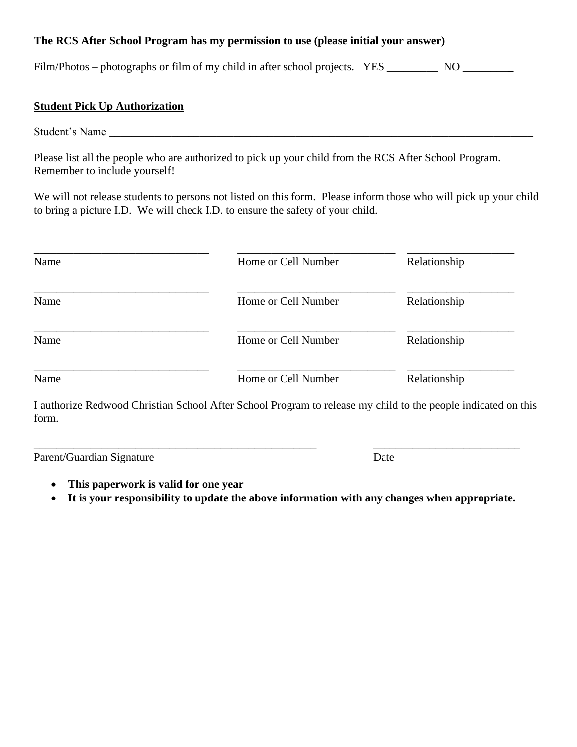**The RCS After School Program has my permission to use (please initial your answer)**

Film/Photos – photographs or film of my child in after school projects. YES _________ NO _________

**Student Pick Up Authorization**

Student's Name ________________________________________________________________________________

Please list all the people who are authorized to pick up your child from the RCS After School Program. Remember to include yourself!

We will not release students to persons not listed on this form. Please inform those who will pick up your child to bring a picture I.D. We will check I.D. to ensure the safety of your child.

| | | |
|---|---|---|
| ________________________________ | ____________________________ | ___________________ |
| Name | Home or Cell Number | Relationship |
| ________________________________ | ____________________________ | ___________________ |
| Name | Home or Cell Number | Relationship |
| ________________________________ | ____________________________ | ___________________ |
| Name | Home or Cell Number | Relationship |
| ________________________________ | ____________________________ | ___________________ |
| Name | Home or Cell Number | Relationship |

I authorize Redwood Christian School After School Program to release my child to the people indicated on this form.

| | |
|---|---|
| ____________________________________________________ | __________________________ |
| Parent/Guardian Signature | Date |

- **This paperwork is valid for one year**
- **It is your responsibility to update the above information with any changes when appropriate.**